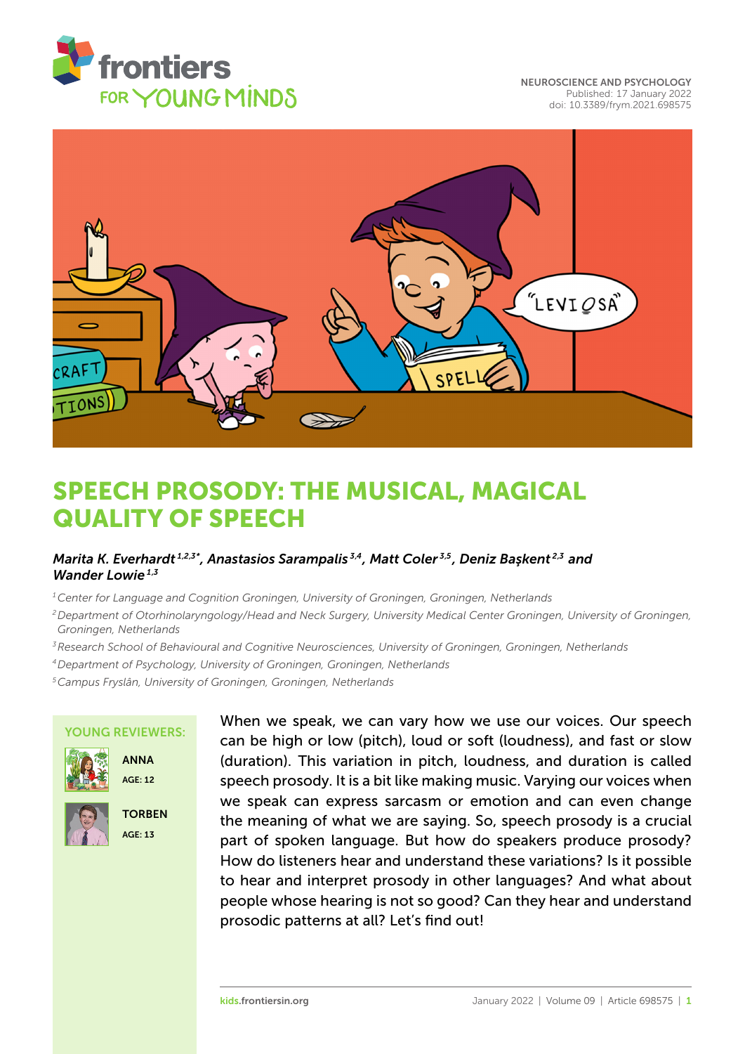NEUROSCIENCE AND PSYCHOLOGY
Published: 17 January 2022
doi: 10.3389/frym.2021.698575

# SPEECH PROSODY: THE MUSICAL, MAGICAL QUALITY OF SPEECH

*Marita K. Everhardt[1,2,3*], Anastasios Sarampalis[3,4], Matt Coler[3,5], Deniz Başkent[2,3] and Wander Lowie[1,3]*

[1] Center for Language and Cognition Groningen, University of Groningen, Groningen, Netherlands
[2] Department of Otorhinolaryngology/Head and Neck Surgery, University Medical Center Groningen, University of Groningen, Groningen, Netherlands
[3] Research School of Behavioural and Cognitive Neurosciences, University of Groningen, Groningen, Netherlands
[4] Department of Psychology, University of Groningen, Groningen, Netherlands
[5] Campus Fryslân, University of Groningen, Groningen, Netherlands

**YOUNG REVIEWERS:**

ANNA
AGE: 12

TORBEN
AGE: 13

When we speak, we can vary how we use our voices. Our speech can be high or low (pitch), loud or soft (loudness), and fast or slow (duration). This variation in pitch, loudness, and duration is called speech prosody. It is a bit like making music. Varying our voices when we speak can express sarcasm or emotion and can even change the meaning of what we are saying. So, speech prosody is a crucial part of spoken language. But how do speakers produce prosody? How do listeners hear and understand these variations? Is it possible to hear and interpret prosody in other languages? And what about people whose hearing is not so good? Can they hear and understand prosodic patterns at all? Let's find out!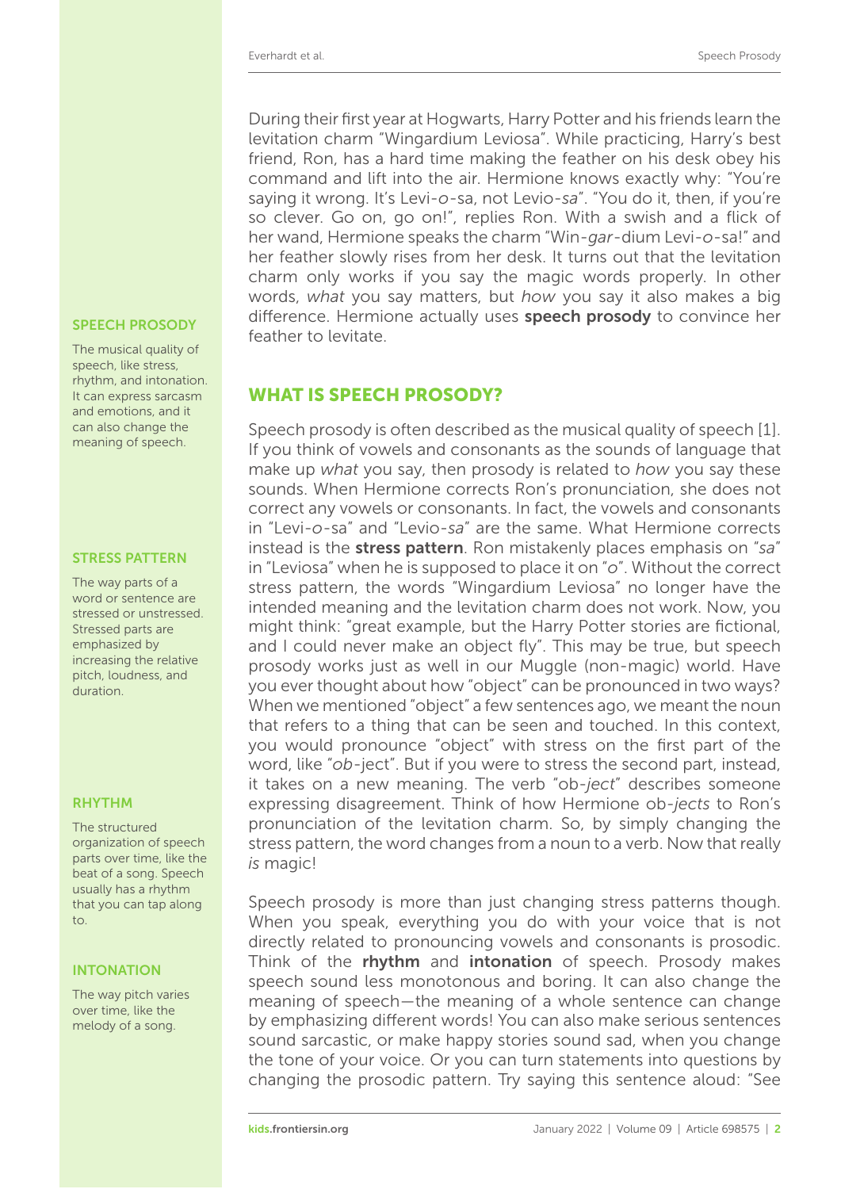During their first year at Hogwarts, Harry Potter and his friends learn the levitation charm "Wingardium Leviosa". While practicing, Harry's best friend, Ron, has a hard time making the feather on his desk obey his command and lift into the air. Hermione knows exactly why: "You're saying it wrong. It's Levi-*o*-sa, not Levio-*sa*". "You do it, then, if you're so clever. Go on, go on!", replies Ron. With a swish and a flick of her wand, Hermione speaks the charm "Win-*gar*-dium Levi-*o*-sa!" and her feather slowly rises from her desk. It turns out that the levitation charm only works if you say the magic words properly. In other words, *what* you say matters, but *how* you say it also makes a big difference. Hermione actually uses **speech prosody** to convince her feather to levitate.

**SPEECH PROSODY**

The musical quality of speech, like stress, rhythm, and intonation. It can express sarcasm and emotions, and it can also change the meaning of speech.

## WHAT IS SPEECH PROSODY?

Speech prosody is often described as the musical quality of speech [1]. If you think of vowels and consonants as the sounds of language that make up *what* you say, then prosody is related to *how* you say these sounds. When Hermione corrects Ron's pronunciation, she does not correct any vowels or consonants. In fact, the vowels and consonants in "Levi-*o*-sa" and "Levio-*sa*" are the same. What Hermione corrects instead is the **stress pattern**. Ron mistakenly places emphasis on "*sa*" in "Leviosa" when he is supposed to place it on "*o*". Without the correct stress pattern, the words "Wingardium Leviosa" no longer have the intended meaning and the levitation charm does not work. Now, you might think: "great example, but the Harry Potter stories are fictional, and I could never make an object fly". This may be true, but speech prosody works just as well in our Muggle (non-magic) world. Have you ever thought about how "object" can be pronounced in two ways? When we mentioned "object" a few sentences ago, we meant the noun that refers to a thing that can be seen and touched. In this context, you would pronounce "object" with stress on the first part of the word, like "*ob*-ject". But if you were to stress the second part, instead, it takes on a new meaning. The verb "ob-*ject*" describes someone expressing disagreement. Think of how Hermione ob-*jects* to Ron's pronunciation of the levitation charm. So, by simply changing the stress pattern, the word changes from a noun to a verb. Now that really *is* magic!

**STRESS PATTERN**

The way parts of a word or sentence are stressed or unstressed. Stressed parts are emphasized by increasing the relative pitch, loudness, and duration.

Speech prosody is more than just changing stress patterns though. When you speak, everything you do with your voice that is not directly related to pronouncing vowels and consonants is prosodic. Think of the **rhythm** and **intonation** of speech. Prosody makes speech sound less monotonous and boring. It can also change the meaning of speech—the meaning of a whole sentence can change by emphasizing different words! You can also make serious sentences sound sarcastic, or make happy stories sound sad, when you change the tone of your voice. Or you can turn statements into questions by changing the prosodic pattern. Try saying this sentence aloud: "See

**RHYTHM**

The structured organization of speech parts over time, like the beat of a song. Speech usually has a rhythm that you can tap along to.

**INTONATION**

The way pitch varies over time, like the melody of a song.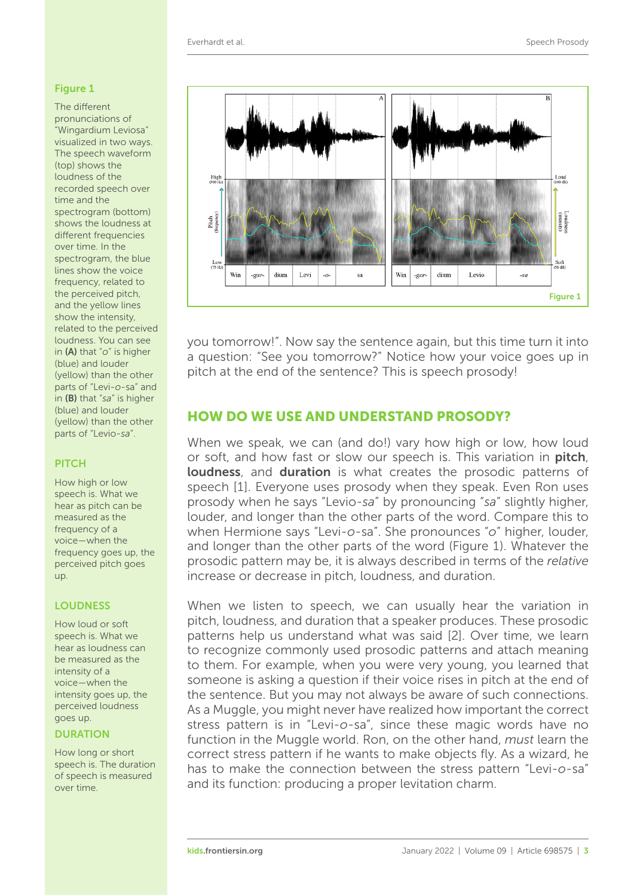**Figure 1**

The different pronunciations of "Wingardium Leviosa" visualized in two ways. The speech waveform (top) shows the loudness of the recorded speech over time and the spectrogram (bottom) shows the loudness at different frequencies over time. In the spectrogram, the blue lines show the voice frequency, related to the perceived pitch, and the yellow lines show the intensity, related to the perceived loudness. You can see in **(A)** that "*o*" is higher (blue) and louder (yellow) than the other parts of "Levi-*o*-sa" and in **(B)** that "*sa*" is higher (blue) and louder (yellow) than the other parts of "Levio-*sa*".

**PITCH**

How high or low speech is. What we hear as pitch can be measured as the frequency of a voice—when the frequency goes up, the perceived pitch goes up.

**LOUDNESS**

How loud or soft speech is. What we hear as loudness can be measured as the intensity of a voice—when the intensity goes up, the perceived loudness goes up.

**DURATION**

How long or short speech is. The duration of speech is measured over time.

you tomorrow!". Now say the sentence again, but this time turn it into a question: "See you tomorrow?" Notice how your voice goes up in pitch at the end of the sentence? This is speech prosody!

## HOW DO WE USE AND UNDERSTAND PROSODY?

When we speak, we can (and do!) vary how high or low, how loud or soft, and how fast or slow our speech is. This variation in **pitch**, **loudness**, and **duration** is what creates the prosodic patterns of speech [1]. Everyone uses prosody when they speak. Even Ron uses prosody when he says "Levio-*sa*" by pronouncing "*sa*" slightly higher, louder, and longer than the other parts of the word. Compare this to when Hermione says "Levi-*o*-sa". She pronounces "*o*" higher, louder, and longer than the other parts of the word (Figure 1). Whatever the prosodic pattern may be, it is always described in terms of the *relative* increase or decrease in pitch, loudness, and duration.

When we listen to speech, we can usually hear the variation in pitch, loudness, and duration that a speaker produces. These prosodic patterns help us understand what was said [2]. Over time, we learn to recognize commonly used prosodic patterns and attach meaning to them. For example, when you were very young, you learned that someone is asking a question if their voice rises in pitch at the end of the sentence. But you may not always be aware of such connections. As a Muggle, you might never have realized how important the correct stress pattern is in "Levi-*o*-sa", since these magic words have no function in the Muggle world. Ron, on the other hand, *must* learn the correct stress pattern if he wants to make objects fly. As a wizard, he has to make the connection between the stress pattern "Levi-*o*-sa" and its function: producing a proper levitation charm.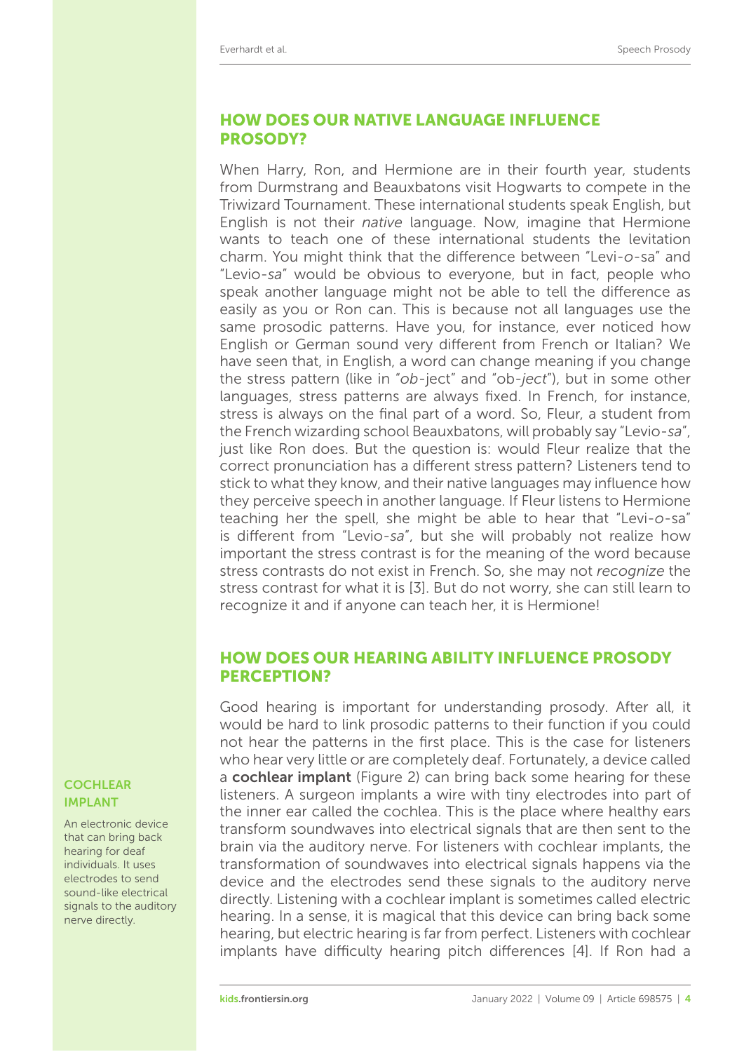## HOW DOES OUR NATIVE LANGUAGE INFLUENCE PROSODY?

When Harry, Ron, and Hermione are in their fourth year, students from Durmstrang and Beauxbatons visit Hogwarts to compete in the Triwizard Tournament. These international students speak English, but English is not their *native* language. Now, imagine that Hermione wants to teach one of these international students the levitation charm. You might think that the difference between "Levi-*o*-sa" and "Levio-*sa*" would be obvious to everyone, but in fact, people who speak another language might not be able to tell the difference as easily as you or Ron can. This is because not all languages use the same prosodic patterns. Have you, for instance, ever noticed how English or German sound very different from French or Italian? We have seen that, in English, a word can change meaning if you change the stress pattern (like in "*ob*-ject" and "ob-*ject*"), but in some other languages, stress patterns are always fixed. In French, for instance, stress is always on the final part of a word. So, Fleur, a student from the French wizarding school Beauxbatons, will probably say "Levio-*sa*", just like Ron does. But the question is: would Fleur realize that the correct pronunciation has a different stress pattern? Listeners tend to stick to what they know, and their native languages may influence how they perceive speech in another language. If Fleur listens to Hermione teaching her the spell, she might be able to hear that "Levi-*o*-sa" is different from "Levio-*sa*", but she will probably not realize how important the stress contrast is for the meaning of the word because stress contrasts do not exist in French. So, she may not *recognize* the stress contrast for what it is [3]. But do not worry, she can still learn to recognize it and if anyone can teach her, it is Hermione!

## HOW DOES OUR HEARING ABILITY INFLUENCE PROSODY PERCEPTION?

Good hearing is important for understanding prosody. After all, it would be hard to link prosodic patterns to their function if you could not hear the patterns in the first place. This is the case for listeners who hear very little or are completely deaf. Fortunately, a device called a **cochlear implant** (Figure 2) can bring back some hearing for these listeners. A surgeon implants a wire with tiny electrodes into part of the inner ear called the cochlea. This is the place where healthy ears transform soundwaves into electrical signals that are then sent to the brain via the auditory nerve. For listeners with cochlear implants, the transformation of soundwaves into electrical signals happens via the device and the electrodes send these signals to the auditory nerve directly. Listening with a cochlear implant is sometimes called electric hearing. In a sense, it is magical that this device can bring back some hearing, but electric hearing is far from perfect. Listeners with cochlear implants have difficulty hearing pitch differences [4]. If Ron had a

**COCHLEAR IMPLANT**

An electronic device that can bring back hearing for deaf individuals. It uses electrodes to send sound-like electrical signals to the auditory nerve directly.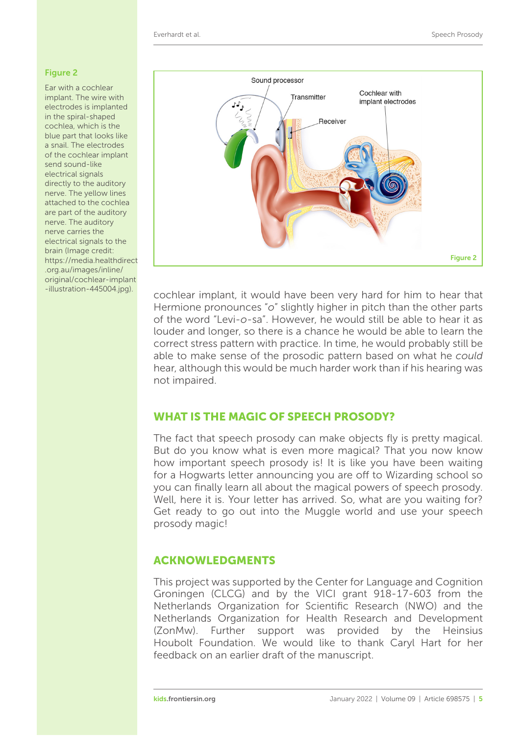**Figure 2**

Ear with a cochlear implant. The wire with electrodes is implanted in the spiral-shaped cochlea, which is the blue part that looks like a snail. The electrodes of the cochlear implant send sound-like electrical signals directly to the auditory nerve. The yellow lines attached to the cochlea are part of the auditory nerve. The auditory nerve carries the electrical signals to the brain (Image credit: https://media.healthdirect.org.au/images/inline/original/cochlear-implant-illustration-445004.jpg).

cochlear implant, it would have been very hard for him to hear that Hermione pronounces "*o*" slightly higher in pitch than the other parts of the word "Levi-*o*-sa". However, he would still be able to hear it as louder and longer, so there is a chance he would be able to learn the correct stress pattern with practice. In time, he would probably still be able to make sense of the prosodic pattern based on what he *could* hear, although this would be much harder work than if his hearing was not impaired.

## WHAT IS THE MAGIC OF SPEECH PROSODY?

The fact that speech prosody can make objects fly is pretty magical. But do you know what is even more magical? That you now know how important speech prosody is! It is like you have been waiting for a Hogwarts letter announcing you are off to Wizarding school so you can finally learn all about the magical powers of speech prosody. Well, here it is. Your letter has arrived. So, what are you waiting for? Get ready to go out into the Muggle world and use your speech prosody magic!

## ACKNOWLEDGMENTS

This project was supported by the Center for Language and Cognition Groningen (CLCG) and by the VICI grant 918-17-603 from the Netherlands Organization for Scientific Research (NWO) and the Netherlands Organization for Health Research and Development (ZonMw). Further support was provided by the Heinsius Houbolt Foundation. We would like to thank Caryl Hart for her feedback on an earlier draft of the manuscript.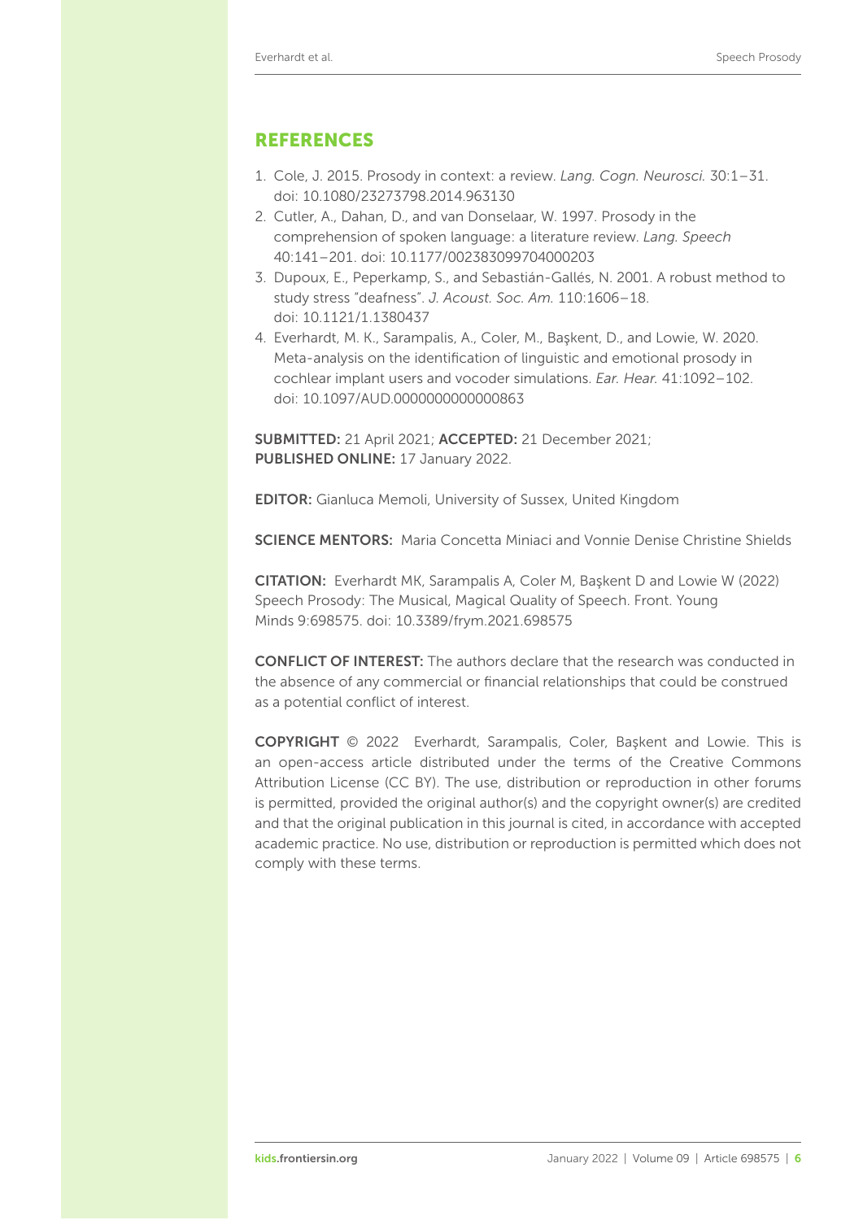## REFERENCES

1. Cole, J. 2015. Prosody in context: a review. *Lang. Cogn. Neurosci.* 30:1–31. doi: 10.1080/23273798.2014.963130
2. Cutler, A., Dahan, D., and van Donselaar, W. 1997. Prosody in the comprehension of spoken language: a literature review. *Lang. Speech* 40:141–201. doi: 10.1177/002383099704000203
3. Dupoux, E., Peperkamp, S., and Sebastián-Gallés, N. 2001. A robust method to study stress "deafness". *J. Acoust. Soc. Am.* 110:1606–18. doi: 10.1121/1.1380437
4. Everhardt, M. K., Sarampalis, A., Coler, M., Başkent, D., and Lowie, W. 2020. Meta-analysis on the identification of linguistic and emotional prosody in cochlear implant users and vocoder simulations. *Ear. Hear.* 41:1092–102. doi: 10.1097/AUD.0000000000000863

**SUBMITTED:** 21 April 2021; **ACCEPTED:** 21 December 2021; **PUBLISHED ONLINE:** 17 January 2022.

**EDITOR:** Gianluca Memoli, University of Sussex, United Kingdom

**SCIENCE MENTORS:** Maria Concetta Miniaci and Vonnie Denise Christine Shields

**CITATION:** Everhardt MK, Sarampalis A, Coler M, Başkent D and Lowie W (2022) Speech Prosody: The Musical, Magical Quality of Speech. Front. Young Minds 9:698575. doi: 10.3389/frym.2021.698575

**CONFLICT OF INTEREST:** The authors declare that the research was conducted in the absence of any commercial or financial relationships that could be construed as a potential conflict of interest.

**COPYRIGHT** © 2022 Everhardt, Sarampalis, Coler, Başkent and Lowie. This is an open-access article distributed under the terms of the Creative Commons Attribution License (CC BY). The use, distribution or reproduction in other forums is permitted, provided the original author(s) and the copyright owner(s) are credited and that the original publication in this journal is cited, in accordance with accepted academic practice. No use, distribution or reproduction is permitted which does not comply with these terms.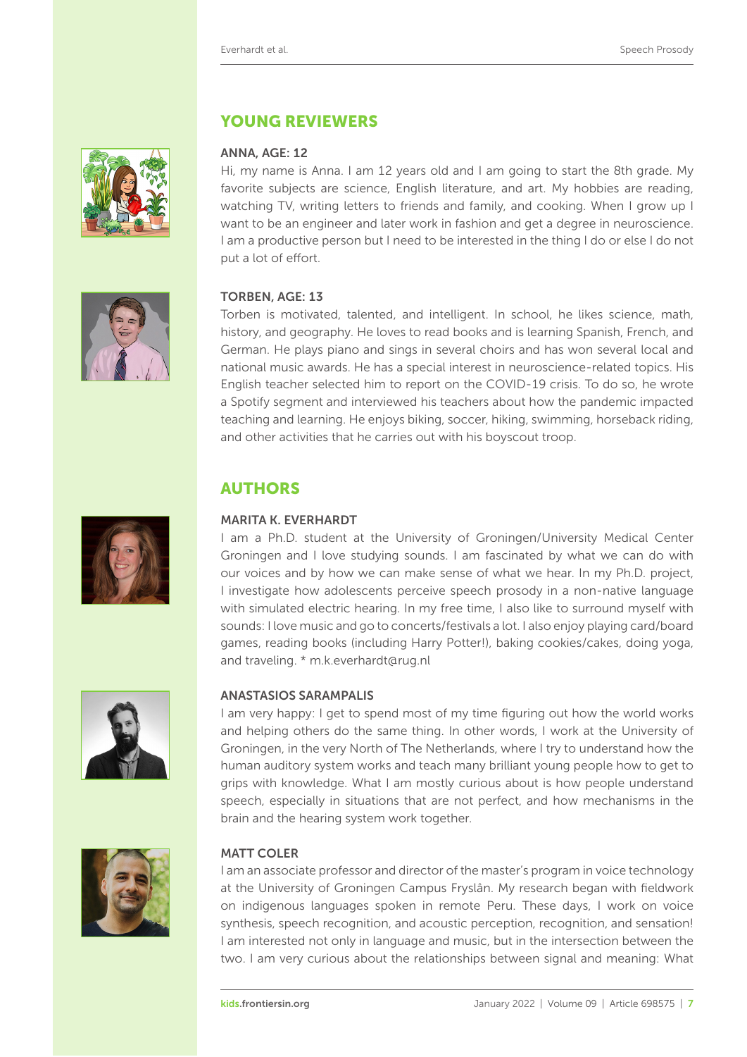## YOUNG REVIEWERS

### ANNA, AGE: 12

Hi, my name is Anna. I am 12 years old and I am going to start the 8th grade. My favorite subjects are science, English literature, and art. My hobbies are reading, watching TV, writing letters to friends and family, and cooking. When I grow up I want to be an engineer and later work in fashion and get a degree in neuroscience. I am a productive person but I need to be interested in the thing I do or else I do not put a lot of effort.

### TORBEN, AGE: 13

Torben is motivated, talented, and intelligent. In school, he likes science, math, history, and geography. He loves to read books and is learning Spanish, French, and German. He plays piano and sings in several choirs and has won several local and national music awards. He has a special interest in neuroscience-related topics. His English teacher selected him to report on the COVID-19 crisis. To do so, he wrote a Spotify segment and interviewed his teachers about how the pandemic impacted teaching and learning. He enjoys biking, soccer, hiking, swimming, horseback riding, and other activities that he carries out with his boyscout troop.

## AUTHORS

### MARITA K. EVERHARDT

I am a Ph.D. student at the University of Groningen/University Medical Center Groningen and I love studying sounds. I am fascinated by what we can do with our voices and by how we can make sense of what we hear. In my Ph.D. project, I investigate how adolescents perceive speech prosody in a non-native language with simulated electric hearing. In my free time, I also like to surround myself with sounds: I love music and go to concerts/festivals a lot. I also enjoy playing card/board games, reading books (including Harry Potter!), baking cookies/cakes, doing yoga, and traveling. * m.k.everhardt@rug.nl

### ANASTASIOS SARAMPALIS

I am very happy: I get to spend most of my time figuring out how the world works and helping others do the same thing. In other words, I work at the University of Groningen, in the very North of The Netherlands, where I try to understand how the human auditory system works and teach many brilliant young people how to get to grips with knowledge. What I am mostly curious about is how people understand speech, especially in situations that are not perfect, and how mechanisms in the brain and the hearing system work together.

### MATT COLER

I am an associate professor and director of the master's program in voice technology at the University of Groningen Campus Fryslân. My research began with fieldwork on indigenous languages spoken in remote Peru. These days, I work on voice synthesis, speech recognition, and acoustic perception, recognition, and sensation! I am interested not only in language and music, but in the intersection between the two. I am very curious about the relationships between signal and meaning: What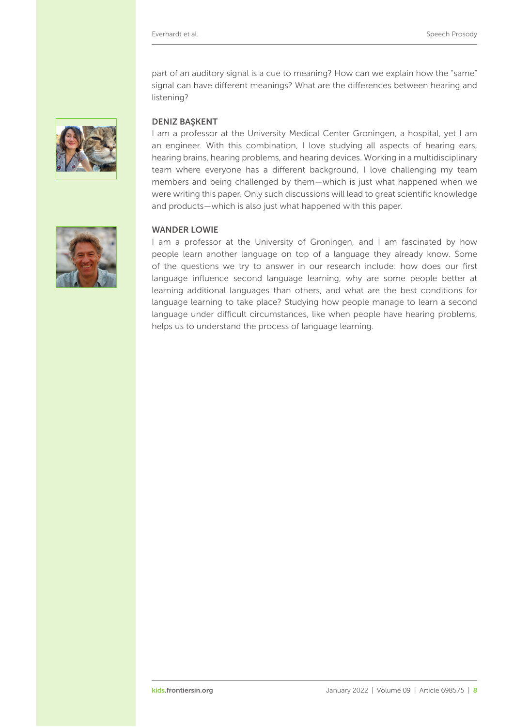part of an auditory signal is a cue to meaning? How can we explain how the "same" signal can have different meanings? What are the differences between hearing and listening?

**DENIZ BAŞKENT**

I am a professor at the University Medical Center Groningen, a hospital, yet I am an engineer. With this combination, I love studying all aspects of hearing ears, hearing brains, hearing problems, and hearing devices. Working in a multidisciplinary team where everyone has a different background, I love challenging my team members and being challenged by them—which is just what happened when we were writing this paper. Only such discussions will lead to great scientific knowledge and products—which is also just what happened with this paper.

**WANDER LOWIE**

I am a professor at the University of Groningen, and I am fascinated by how people learn another language on top of a language they already know. Some of the questions we try to answer in our research include: how does our first language influence second language learning, why are some people better at learning additional languages than others, and what are the best conditions for language learning to take place? Studying how people manage to learn a second language under difficult circumstances, like when people have hearing problems, helps us to understand the process of language learning.